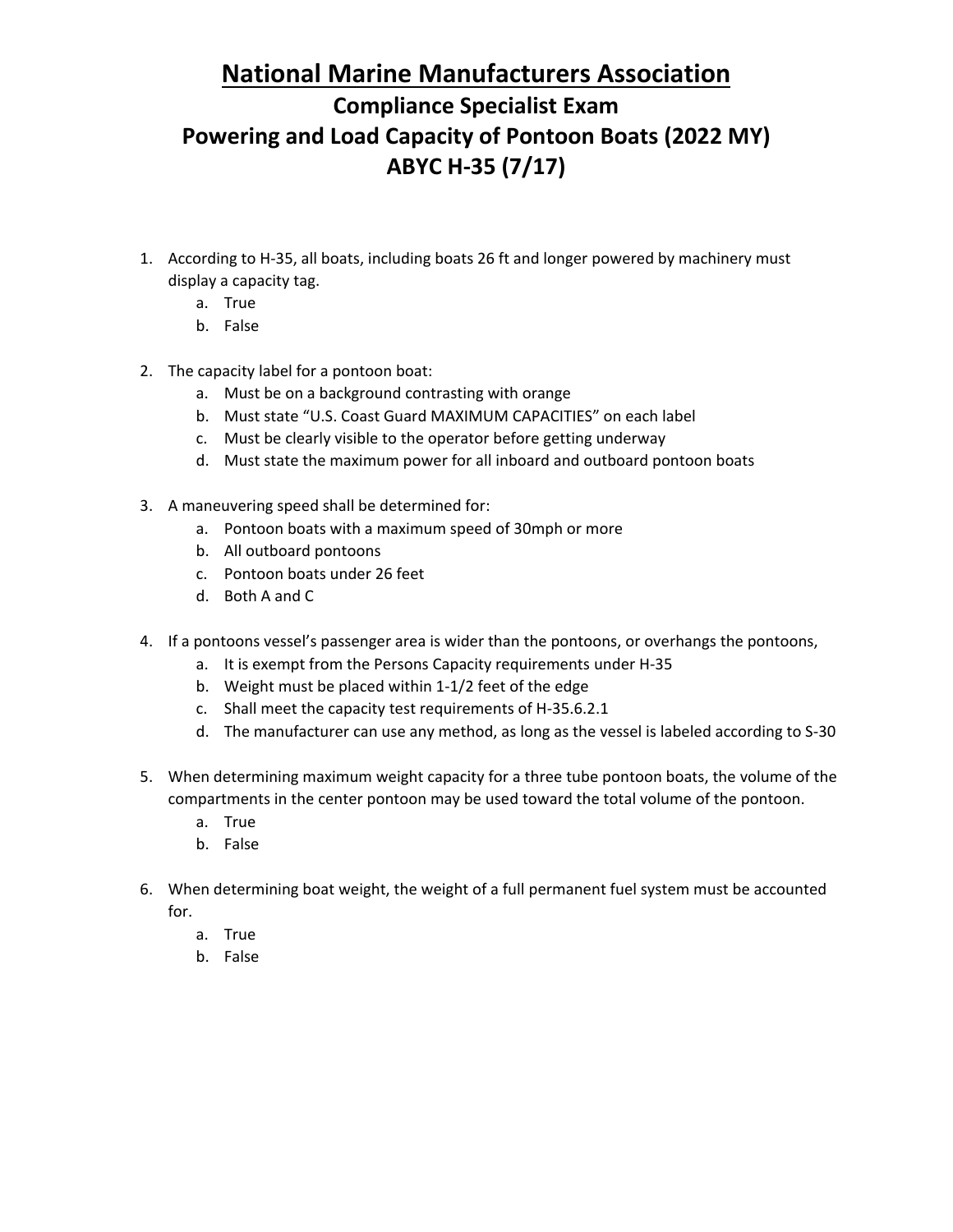# National Marine Manufacturers Association

## Compliance Specialist Exam
## Powering and Load Capacity of Pontoon Boats (2022 MY)
## ABYC H-35 (7/17)

1. According to H-35, all boats, including boats 26 ft and longer powered by machinery must display a capacity tag.
   a. True
   b. False

2. The capacity label for a pontoon boat:
   a. Must be on a background contrasting with orange
   b. Must state "U.S. Coast Guard MAXIMUM CAPACITIES" on each label
   c. Must be clearly visible to the operator before getting underway
   d. Must state the maximum power for all inboard and outboard pontoon boats

3. A maneuvering speed shall be determined for:
   a. Pontoon boats with a maximum speed of 30mph or more
   b. All outboard pontoons
   c. Pontoon boats under 26 feet
   d. Both A and C

4. If a pontoons vessel's passenger area is wider than the pontoons, or overhangs the pontoons,
   a. It is exempt from the Persons Capacity requirements under H-35
   b. Weight must be placed within 1-1/2 feet of the edge
   c. Shall meet the capacity test requirements of H-35.6.2.1
   d. The manufacturer can use any method, as long as the vessel is labeled according to S-30

5. When determining maximum weight capacity for a three tube pontoon boats, the volume of the compartments in the center pontoon may be used toward the total volume of the pontoon.
   a. True
   b. False

6. When determining boat weight, the weight of a full permanent fuel system must be accounted for.
   a. True
   b. False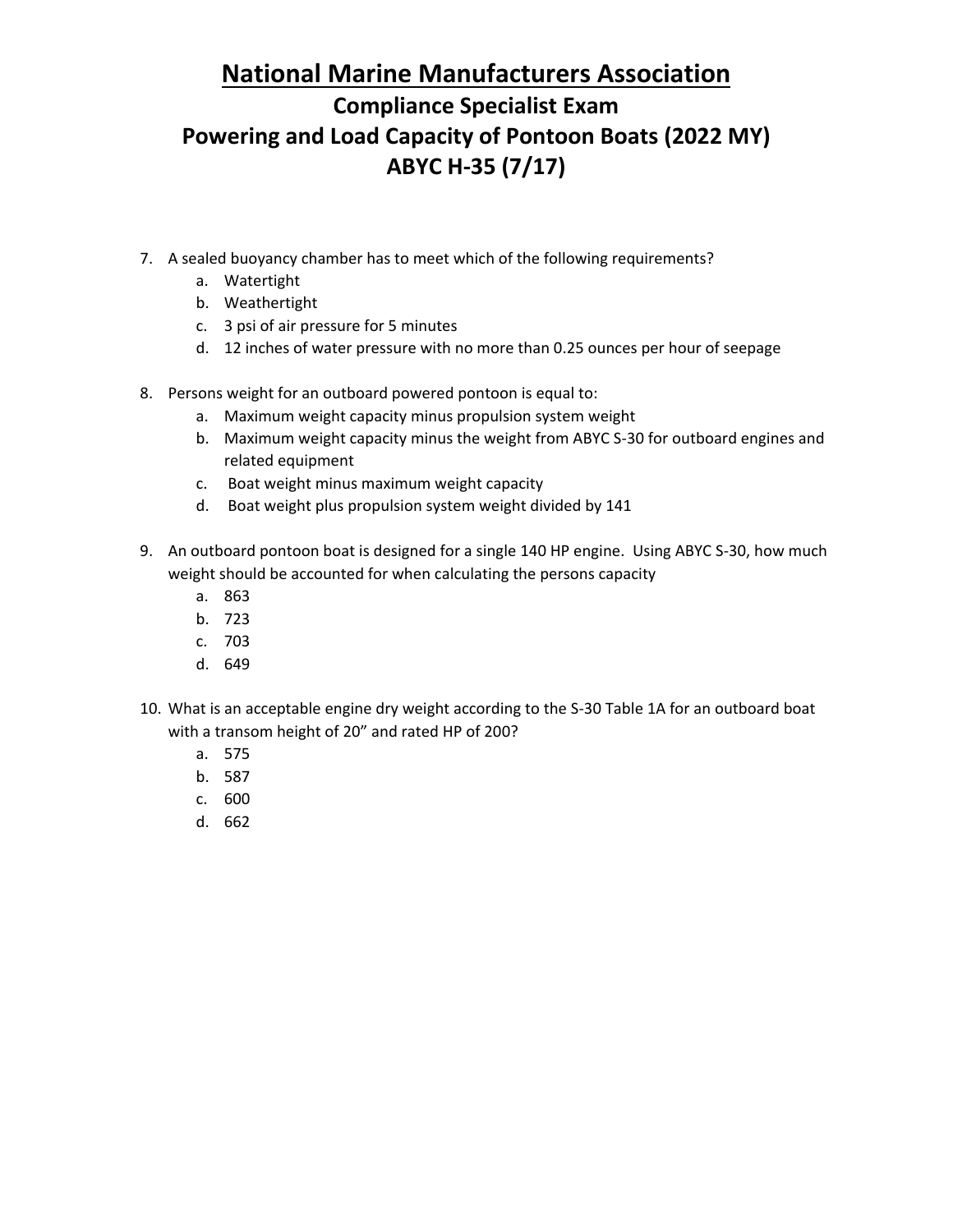# National Marine Manufacturers Association

## Compliance Specialist Exam
## Powering and Load Capacity of Pontoon Boats (2022 MY)
## ABYC H-35 (7/17)

7. A sealed buoyancy chamber has to meet which of the following requirements?
   a. Watertight
   b. Weathertight
   c. 3 psi of air pressure for 5 minutes
   d. 12 inches of water pressure with no more than 0.25 ounces per hour of seepage

8. Persons weight for an outboard powered pontoon is equal to:
   a. Maximum weight capacity minus propulsion system weight
   b. Maximum weight capacity minus the weight from ABYC S-30 for outboard engines and related equipment
   c. Boat weight minus maximum weight capacity
   d. Boat weight plus propulsion system weight divided by 141

9. An outboard pontoon boat is designed for a single 140 HP engine. Using ABYC S-30, how much weight should be accounted for when calculating the persons capacity
   a. 863
   b. 723
   c. 703
   d. 649

10. What is an acceptable engine dry weight according to the S-30 Table 1A for an outboard boat with a transom height of 20” and rated HP of 200?
    a. 575
    b. 587
    c. 600
    d. 662